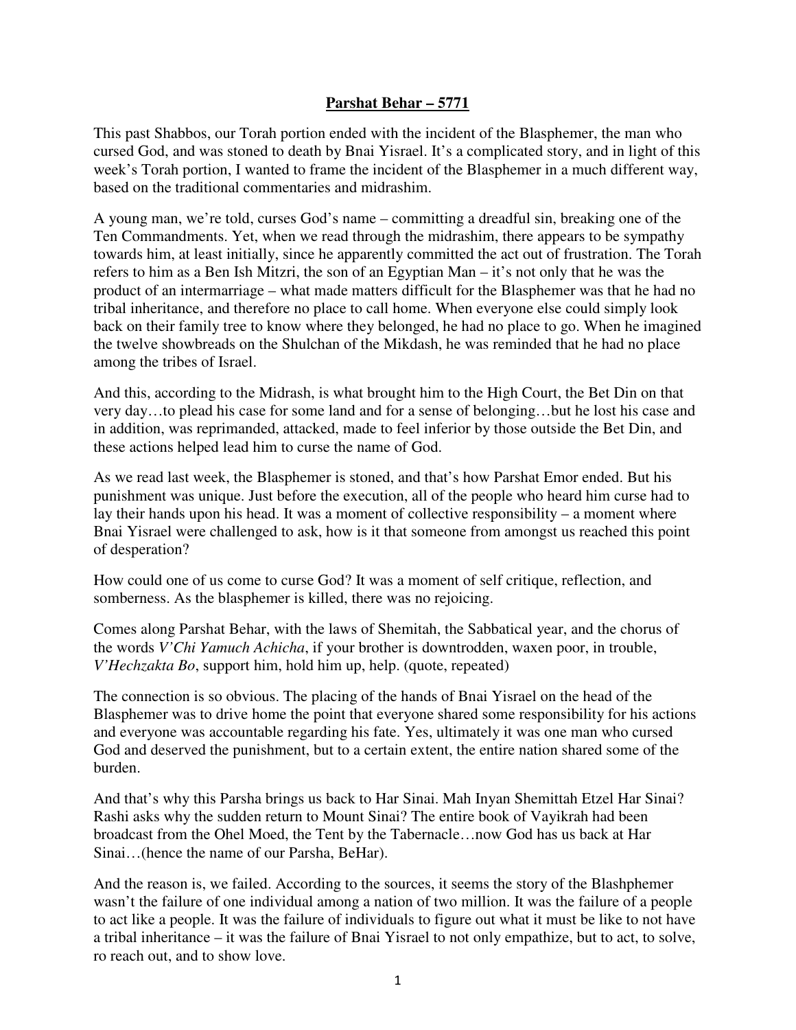# **Parshat Behar – 5771**

This past Shabbos, our Torah portion ended with the incident of the Blasphemer, the man who cursed God, and was stoned to death by Bnai Yisrael. It's a complicated story, and in light of this week's Torah portion, I wanted to frame the incident of the Blasphemer in a much different way, based on the traditional commentaries and midrashim.

A young man, we're told, curses God's name – committing a dreadful sin, breaking one of the Ten Commandments. Yet, when we read through the midrashim, there appears to be sympathy towards him, at least initially, since he apparently committed the act out of frustration. The Torah refers to him as a Ben Ish Mitzri, the son of an Egyptian Man – it's not only that he was the product of an intermarriage – what made matters difficult for the Blasphemer was that he had no tribal inheritance, and therefore no place to call home. When everyone else could simply look back on their family tree to know where they belonged, he had no place to go. When he imagined the twelve showbreads on the Shulchan of the Mikdash, he was reminded that he had no place among the tribes of Israel.

And this, according to the Midrash, is what brought him to the High Court, the Bet Din on that very day…to plead his case for some land and for a sense of belonging…but he lost his case and in addition, was reprimanded, attacked, made to feel inferior by those outside the Bet Din, and these actions helped lead him to curse the name of God.

As we read last week, the Blasphemer is stoned, and that's how Parshat Emor ended. But his punishment was unique. Just before the execution, all of the people who heard him curse had to lay their hands upon his head. It was a moment of collective responsibility – a moment where Bnai Yisrael were challenged to ask, how is it that someone from amongst us reached this point of desperation?

How could one of us come to curse God? It was a moment of self critique, reflection, and somberness. As the blasphemer is killed, there was no rejoicing.

Comes along Parshat Behar, with the laws of Shemitah, the Sabbatical year, and the chorus of the words *V'Chi Yamuch Achicha*, if your brother is downtrodden, waxen poor, in trouble, *V'Hechzakta Bo*, support him, hold him up, help. (quote, repeated)

The connection is so obvious. The placing of the hands of Bnai Yisrael on the head of the Blasphemer was to drive home the point that everyone shared some responsibility for his actions and everyone was accountable regarding his fate. Yes, ultimately it was one man who cursed God and deserved the punishment, but to a certain extent, the entire nation shared some of the burden.

And that's why this Parsha brings us back to Har Sinai. Mah Inyan Shemittah Etzel Har Sinai? Rashi asks why the sudden return to Mount Sinai? The entire book of Vayikrah had been broadcast from the Ohel Moed, the Tent by the Tabernacle…now God has us back at Har Sinai…(hence the name of our Parsha, BeHar).

And the reason is, we failed. According to the sources, it seems the story of the Blashphemer wasn't the failure of one individual among a nation of two million. It was the failure of a people to act like a people. It was the failure of individuals to figure out what it must be like to not have a tribal inheritance – it was the failure of Bnai Yisrael to not only empathize, but to act, to solve, ro reach out, and to show love.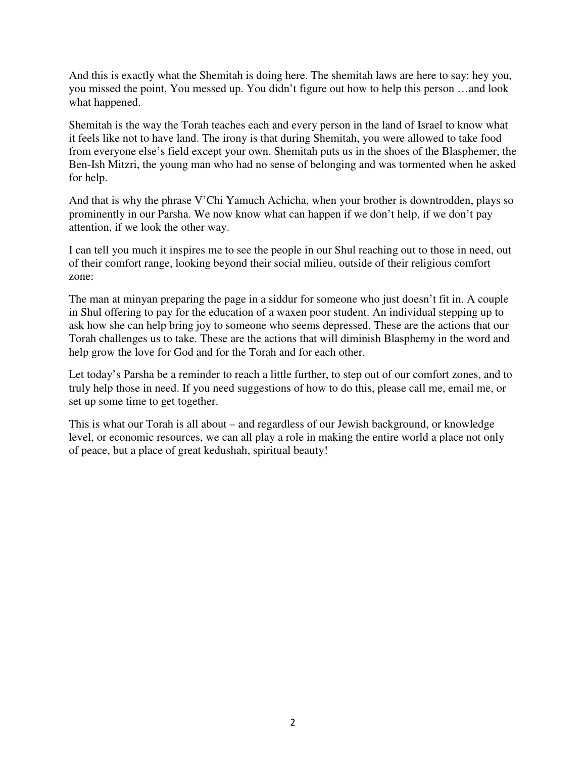And this is exactly what the Shemitah is doing here. The shemitah laws are here to say: hey you, you missed the point, You messed up. You didn't figure out how to help this person …and look what happened.

Shemitah is the way the Torah teaches each and every person in the land of Israel to know what it feels like not to have land. The irony is that during Shemitah, you were allowed to take food from everyone else's field except your own. Shemitah puts us in the shoes of the Blasphemer, the Ben-Ish Mitzri, the young man who had no sense of belonging and was tormented when he asked for help.

And that is why the phrase V'Chi Yamuch Achicha, when your brother is downtrodden, plays so prominently in our Parsha. We now know what can happen if we don't help, if we don't pay attention, if we look the other way.

I can tell you much it inspires me to see the people in our Shul reaching out to those in need, out of their comfort range, looking beyond their social milieu, outside of their religious comfort zone:

The man at minyan preparing the page in a siddur for someone who just doesn't fit in. A couple in Shul offering to pay for the education of a waxen poor student. An individual stepping up to ask how she can help bring joy to someone who seems depressed. These are the actions that our Torah challenges us to take. These are the actions that will diminish Blasphemy in the word and help grow the love for God and for the Torah and for each other.

Let today's Parsha be a reminder to reach a little further, to step out of our comfort zones, and to truly help those in need. If you need suggestions of how to do this, please call me, email me, or set up some time to get together.

This is what our Torah is all about – and regardless of our Jewish background, or knowledge level, or economic resources, we can all play a role in making the entire world a place not only of peace, but a place of great kedushah, spiritual beauty!